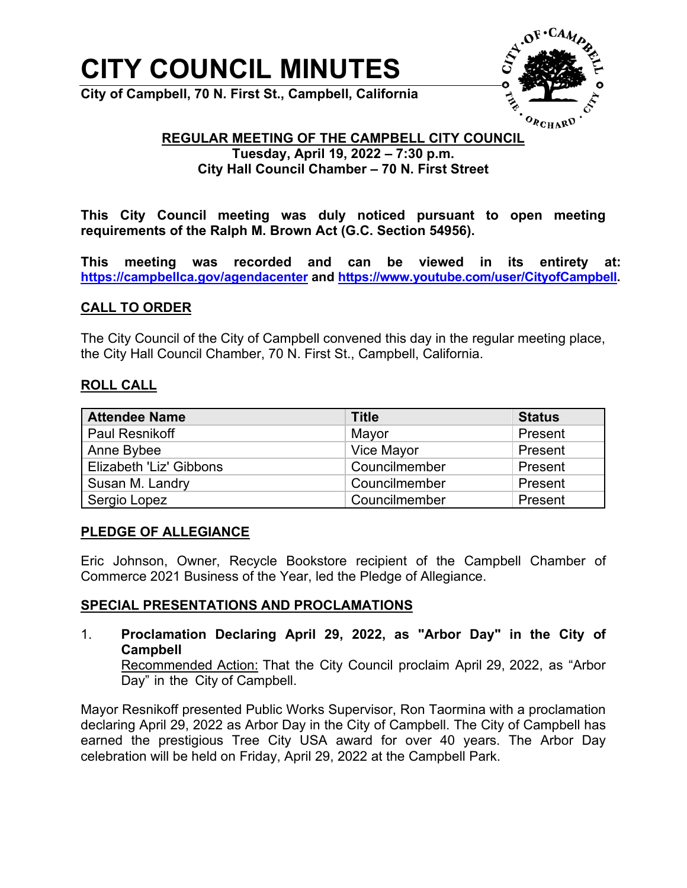# CITY COUNCIL MINUTES

**City of Campbell, 70 N. First St., Campbell, California**

## REGULAR MEETING OF THE CAMPBELL CITY COUNCIL

**Tuesday, April 19, 2022 – 7:30 p.m.**
**City Hall Council Chamber – 70 N. First Street**

**This City Council meeting was duly noticed pursuant to open meeting requirements of the Ralph M. Brown Act (G.C. Section 54956).**

**This meeting was recorded and can be viewed in its entirety at: https://campbellca.gov/agendacenter and https://www.youtube.com/user/CityofCampbell.**

## CALL TO ORDER

The City Council of the City of Campbell convened this day in the regular meeting place, the City Hall Council Chamber, 70 N. First St., Campbell, California.

## ROLL CALL

| Attendee Name | Title | Status |
|---|---|---|
| Paul Resnikoff | Mayor | Present |
| Anne Bybee | Vice Mayor | Present |
| Elizabeth 'Liz' Gibbons | Councilmember | Present |
| Susan M. Landry | Councilmember | Present |
| Sergio Lopez | Councilmember | Present |

## PLEDGE OF ALLEGIANCE

Eric Johnson, Owner, Recycle Bookstore recipient of the Campbell Chamber of Commerce 2021 Business of the Year, led the Pledge of Allegiance.

## SPECIAL PRESENTATIONS AND PROCLAMATIONS

1. **Proclamation Declaring April 29, 2022, as "Arbor Day" in the City of Campbell**
   Recommended Action: That the City Council proclaim April 29, 2022, as "Arbor Day" in the City of Campbell.

Mayor Resnikoff presented Public Works Supervisor, Ron Taormina with a proclamation declaring April 29, 2022 as Arbor Day in the City of Campbell. The City of Campbell has earned the prestigious Tree City USA award for over 40 years. The Arbor Day celebration will be held on Friday, April 29, 2022 at the Campbell Park.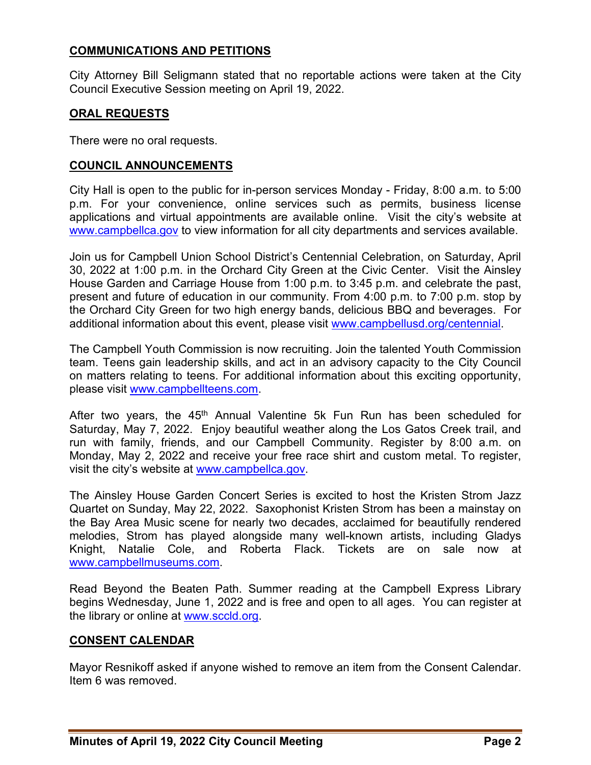## COMMUNICATIONS AND PETITIONS

City Attorney Bill Seligmann stated that no reportable actions were taken at the City Council Executive Session meeting on April 19, 2022.

## ORAL REQUESTS

There were no oral requests.

## COUNCIL ANNOUNCEMENTS

City Hall is open to the public for in-person services Monday - Friday, 8:00 a.m. to 5:00 p.m. For your convenience, online services such as permits, business license applications and virtual appointments are available online. Visit the city's website at www.campbellca.gov to view information for all city departments and services available.

Join us for Campbell Union School District's Centennial Celebration, on Saturday, April 30, 2022 at 1:00 p.m. in the Orchard City Green at the Civic Center. Visit the Ainsley House Garden and Carriage House from 1:00 p.m. to 3:45 p.m. and celebrate the past, present and future of education in our community. From 4:00 p.m. to 7:00 p.m. stop by the Orchard City Green for two high energy bands, delicious BBQ and beverages. For additional information about this event, please visit www.campbellusd.org/centennial.

The Campbell Youth Commission is now recruiting. Join the talented Youth Commission team. Teens gain leadership skills, and act in an advisory capacity to the City Council on matters relating to teens. For additional information about this exciting opportunity, please visit www.campbellteens.com.

After two years, the 45th Annual Valentine 5k Fun Run has been scheduled for Saturday, May 7, 2022. Enjoy beautiful weather along the Los Gatos Creek trail, and run with family, friends, and our Campbell Community. Register by 8:00 a.m. on Monday, May 2, 2022 and receive your free race shirt and custom metal. To register, visit the city's website at www.campbellca.gov.

The Ainsley House Garden Concert Series is excited to host the Kristen Strom Jazz Quartet on Sunday, May 22, 2022. Saxophonist Kristen Strom has been a mainstay on the Bay Area Music scene for nearly two decades, acclaimed for beautifully rendered melodies, Strom has played alongside many well-known artists, including Gladys Knight, Natalie Cole, and Roberta Flack. Tickets are on sale now at www.campbellmuseums.com.

Read Beyond the Beaten Path. Summer reading at the Campbell Express Library begins Wednesday, June 1, 2022 and is free and open to all ages. You can register at the library or online at www.sccld.org.

## CONSENT CALENDAR

Mayor Resnikoff asked if anyone wished to remove an item from the Consent Calendar. Item 6 was removed.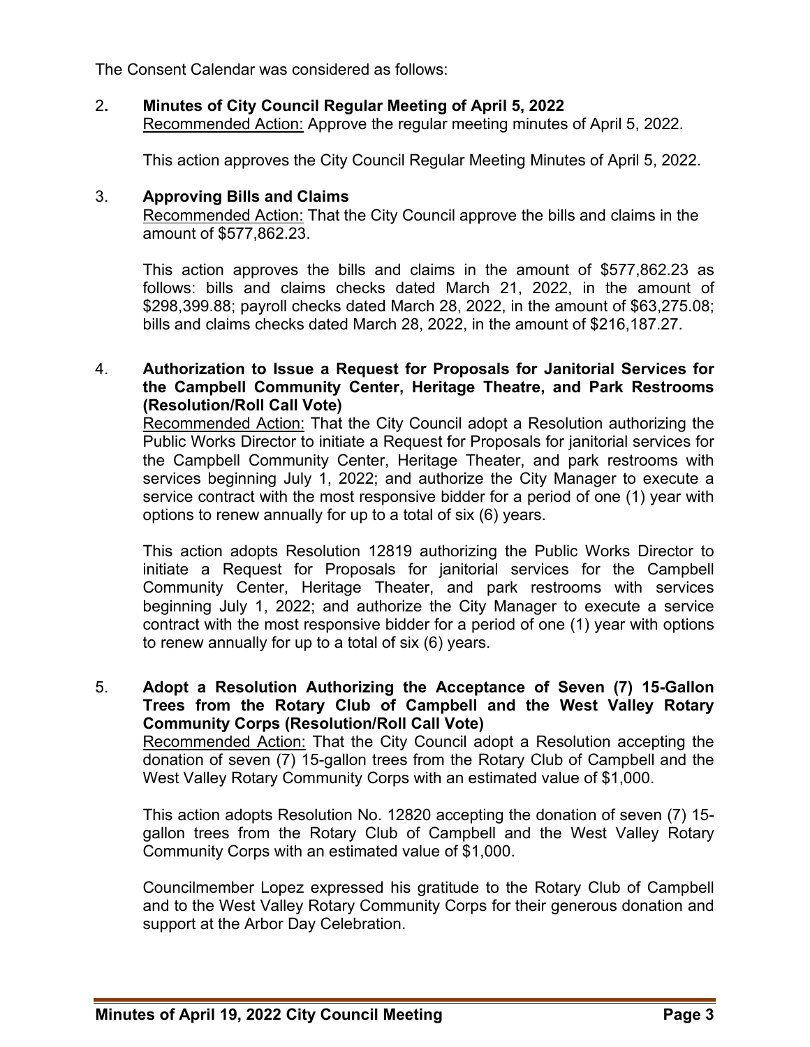The Consent Calendar was considered as follows:

2. **Minutes of City Council Regular Meeting of April 5, 2022**
   Recommended Action: Approve the regular meeting minutes of April 5, 2022.

   This action approves the City Council Regular Meeting Minutes of April 5, 2022.

3. **Approving Bills and Claims**
   Recommended Action: That the City Council approve the bills and claims in the amount of $577,862.23.

   This action approves the bills and claims in the amount of $577,862.23 as follows: bills and claims checks dated March 21, 2022, in the amount of $298,399.88; payroll checks dated March 28, 2022, in the amount of $63,275.08; bills and claims checks dated March 28, 2022, in the amount of $216,187.27.

4. **Authorization to Issue a Request for Proposals for Janitorial Services for the Campbell Community Center, Heritage Theatre, and Park Restrooms (Resolution/Roll Call Vote)**
   Recommended Action: That the City Council adopt a Resolution authorizing the Public Works Director to initiate a Request for Proposals for janitorial services for the Campbell Community Center, Heritage Theater, and park restrooms with services beginning July 1, 2022; and authorize the City Manager to execute a service contract with the most responsive bidder for a period of one (1) year with options to renew annually for up to a total of six (6) years.

   This action adopts Resolution 12819 authorizing the Public Works Director to initiate a Request for Proposals for janitorial services for the Campbell Community Center, Heritage Theater, and park restrooms with services beginning July 1, 2022; and authorize the City Manager to execute a service contract with the most responsive bidder for a period of one (1) year with options to renew annually for up to a total of six (6) years.

5. **Adopt a Resolution Authorizing the Acceptance of Seven (7) 15-Gallon Trees from the Rotary Club of Campbell and the West Valley Rotary Community Corps (Resolution/Roll Call Vote)**
   Recommended Action: That the City Council adopt a Resolution accepting the donation of seven (7) 15-gallon trees from the Rotary Club of Campbell and the West Valley Rotary Community Corps with an estimated value of $1,000.

   This action adopts Resolution No. 12820 accepting the donation of seven (7) 15-gallon trees from the Rotary Club of Campbell and the West Valley Rotary Community Corps with an estimated value of $1,000.

   Councilmember Lopez expressed his gratitude to the Rotary Club of Campbell and to the West Valley Rotary Community Corps for their generous donation and support at the Arbor Day Celebration.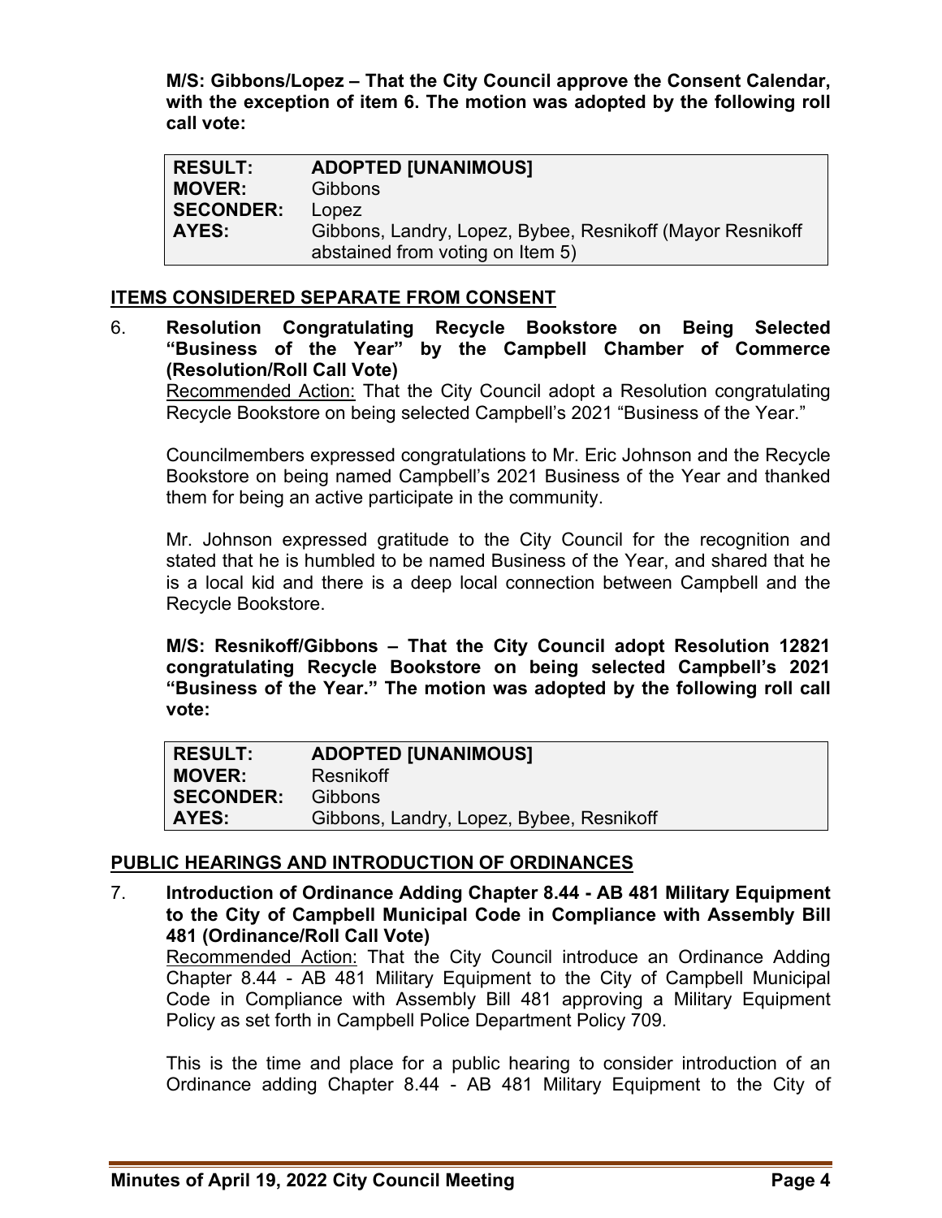**M/S: Gibbons/Lopez – That the City Council approve the Consent Calendar, with the exception of item 6. The motion was adopted by the following roll call vote:**

| | |
|---|---|
| **RESULT:** | **ADOPTED [UNANIMOUS]** |
| **MOVER:** | Gibbons |
| **SECONDER:** | Lopez |
| **AYES:** | Gibbons, Landry, Lopez, Bybee, Resnikoff (Mayor Resnikoff abstained from voting on Item 5) |

## ITEMS CONSIDERED SEPARATE FROM CONSENT

6. **Resolution Congratulating Recycle Bookstore on Being Selected "Business of the Year" by the Campbell Chamber of Commerce (Resolution/Roll Call Vote)**
   Recommended Action: That the City Council adopt a Resolution congratulating Recycle Bookstore on being selected Campbell's 2021 "Business of the Year."

   Councilmembers expressed congratulations to Mr. Eric Johnson and the Recycle Bookstore on being named Campbell's 2021 Business of the Year and thanked them for being an active participate in the community.

   Mr. Johnson expressed gratitude to the City Council for the recognition and stated that he is humbled to be named Business of the Year, and shared that he is a local kid and there is a deep local connection between Campbell and the Recycle Bookstore.

   **M/S: Resnikoff/Gibbons – That the City Council adopt Resolution 12821 congratulating Recycle Bookstore on being selected Campbell's 2021 "Business of the Year." The motion was adopted by the following roll call vote:**

| | |
|---|---|
| **RESULT:** | **ADOPTED [UNANIMOUS]** |
| **MOVER:** | Resnikoff |
| **SECONDER:** | Gibbons |
| **AYES:** | Gibbons, Landry, Lopez, Bybee, Resnikoff |

## PUBLIC HEARINGS AND INTRODUCTION OF ORDINANCES

7. **Introduction of Ordinance Adding Chapter 8.44 - AB 481 Military Equipment to the City of Campbell Municipal Code in Compliance with Assembly Bill 481 (Ordinance/Roll Call Vote)**
   Recommended Action: That the City Council introduce an Ordinance Adding Chapter 8.44 - AB 481 Military Equipment to the City of Campbell Municipal Code in Compliance with Assembly Bill 481 approving a Military Equipment Policy as set forth in Campbell Police Department Policy 709.

   This is the time and place for a public hearing to consider introduction of an Ordinance adding Chapter 8.44 - AB 481 Military Equipment to the City of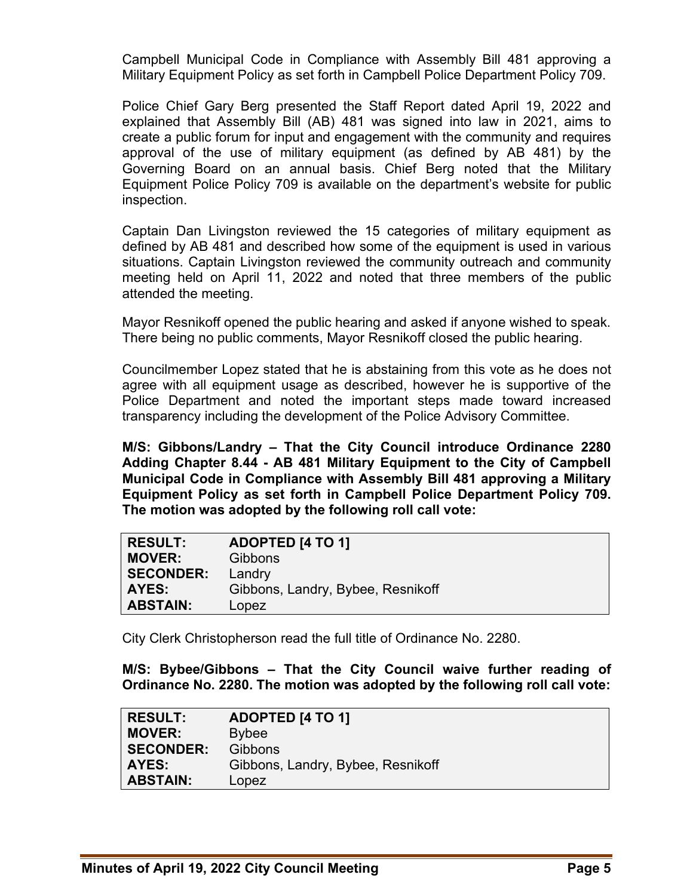Campbell Municipal Code in Compliance with Assembly Bill 481 approving a Military Equipment Policy as set forth in Campbell Police Department Policy 709.

Police Chief Gary Berg presented the Staff Report dated April 19, 2022 and explained that Assembly Bill (AB) 481 was signed into law in 2021, aims to create a public forum for input and engagement with the community and requires approval of the use of military equipment (as defined by AB 481) by the Governing Board on an annual basis. Chief Berg noted that the Military Equipment Police Policy 709 is available on the department's website for public inspection.

Captain Dan Livingston reviewed the 15 categories of military equipment as defined by AB 481 and described how some of the equipment is used in various situations. Captain Livingston reviewed the community outreach and community meeting held on April 11, 2022 and noted that three members of the public attended the meeting.

Mayor Resnikoff opened the public hearing and asked if anyone wished to speak. There being no public comments, Mayor Resnikoff closed the public hearing.

Councilmember Lopez stated that he is abstaining from this vote as he does not agree with all equipment usage as described, however he is supportive of the Police Department and noted the important steps made toward increased transparency including the development of the Police Advisory Committee.

**M/S: Gibbons/Landry – That the City Council introduce Ordinance 2280 Adding Chapter 8.44 - AB 481 Military Equipment to the City of Campbell Municipal Code in Compliance with Assembly Bill 481 approving a Military Equipment Policy as set forth in Campbell Police Department Policy 709. The motion was adopted by the following roll call vote:**

| **RESULT:** | **ADOPTED [4 TO 1]** |
|---|---|
| **MOVER:** | Gibbons |
| **SECONDER:** | Landry |
| **AYES:** | Gibbons, Landry, Bybee, Resnikoff |
| **ABSTAIN:** | Lopez |

City Clerk Christopherson read the full title of Ordinance No. 2280.

**M/S: Bybee/Gibbons – That the City Council waive further reading of Ordinance No. 2280. The motion was adopted by the following roll call vote:**

| **RESULT:** | **ADOPTED [4 TO 1]** |
|---|---|
| **MOVER:** | Bybee |
| **SECONDER:** | Gibbons |
| **AYES:** | Gibbons, Landry, Bybee, Resnikoff |
| **ABSTAIN:** | Lopez |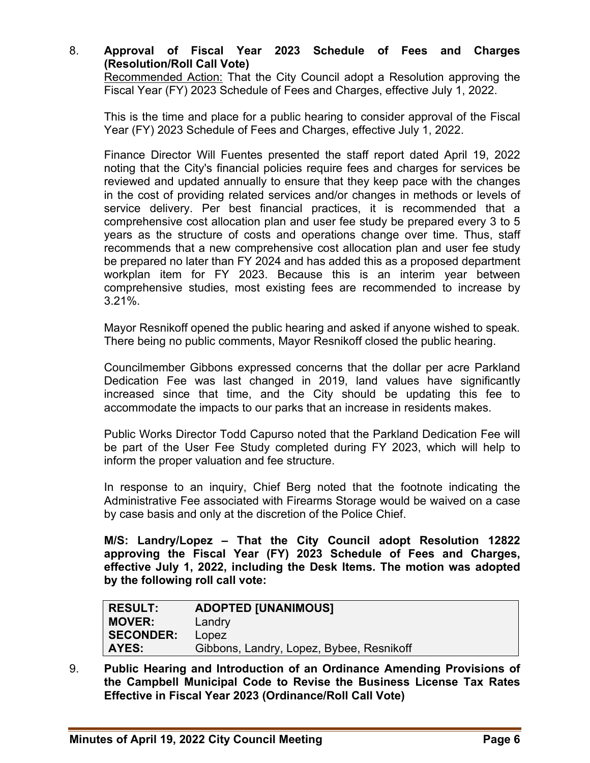8. **Approval of Fiscal Year 2023 Schedule of Fees and Charges (Resolution/Roll Call Vote)**

   Recommended Action: That the City Council adopt a Resolution approving the Fiscal Year (FY) 2023 Schedule of Fees and Charges, effective July 1, 2022.

   This is the time and place for a public hearing to consider approval of the Fiscal Year (FY) 2023 Schedule of Fees and Charges, effective July 1, 2022.

   Finance Director Will Fuentes presented the staff report dated April 19, 2022 noting that the City's financial policies require fees and charges for services be reviewed and updated annually to ensure that they keep pace with the changes in the cost of providing related services and/or changes in methods or levels of service delivery. Per best financial practices, it is recommended that a comprehensive cost allocation plan and user fee study be prepared every 3 to 5 years as the structure of costs and operations change over time. Thus, staff recommends that a new comprehensive cost allocation plan and user fee study be prepared no later than FY 2024 and has added this as a proposed department workplan item for FY 2023. Because this is an interim year between comprehensive studies, most existing fees are recommended to increase by 3.21%.

   Mayor Resnikoff opened the public hearing and asked if anyone wished to speak. There being no public comments, Mayor Resnikoff closed the public hearing.

   Councilmember Gibbons expressed concerns that the dollar per acre Parkland Dedication Fee was last changed in 2019, land values have significantly increased since that time, and the City should be updating this fee to accommodate the impacts to our parks that an increase in residents makes.

   Public Works Director Todd Capurso noted that the Parkland Dedication Fee will be part of the User Fee Study completed during FY 2023, which will help to inform the proper valuation and fee structure.

   In response to an inquiry, Chief Berg noted that the footnote indicating the Administrative Fee associated with Firearms Storage would be waived on a case by case basis and only at the discretion of the Police Chief.

   **M/S: Landry/Lopez – That the City Council adopt Resolution 12822 approving the Fiscal Year (FY) 2023 Schedule of Fees and Charges, effective July 1, 2022, including the Desk Items. The motion was adopted by the following roll call vote:**

| **RESULT:** | **ADOPTED [UNANIMOUS]** |
|---|---|
| **MOVER:** | Landry |
| **SECONDER:** | Lopez |
| **AYES:** | Gibbons, Landry, Lopez, Bybee, Resnikoff |

9. **Public Hearing and Introduction of an Ordinance Amending Provisions of the Campbell Municipal Code to Revise the Business License Tax Rates Effective in Fiscal Year 2023 (Ordinance/Roll Call Vote)**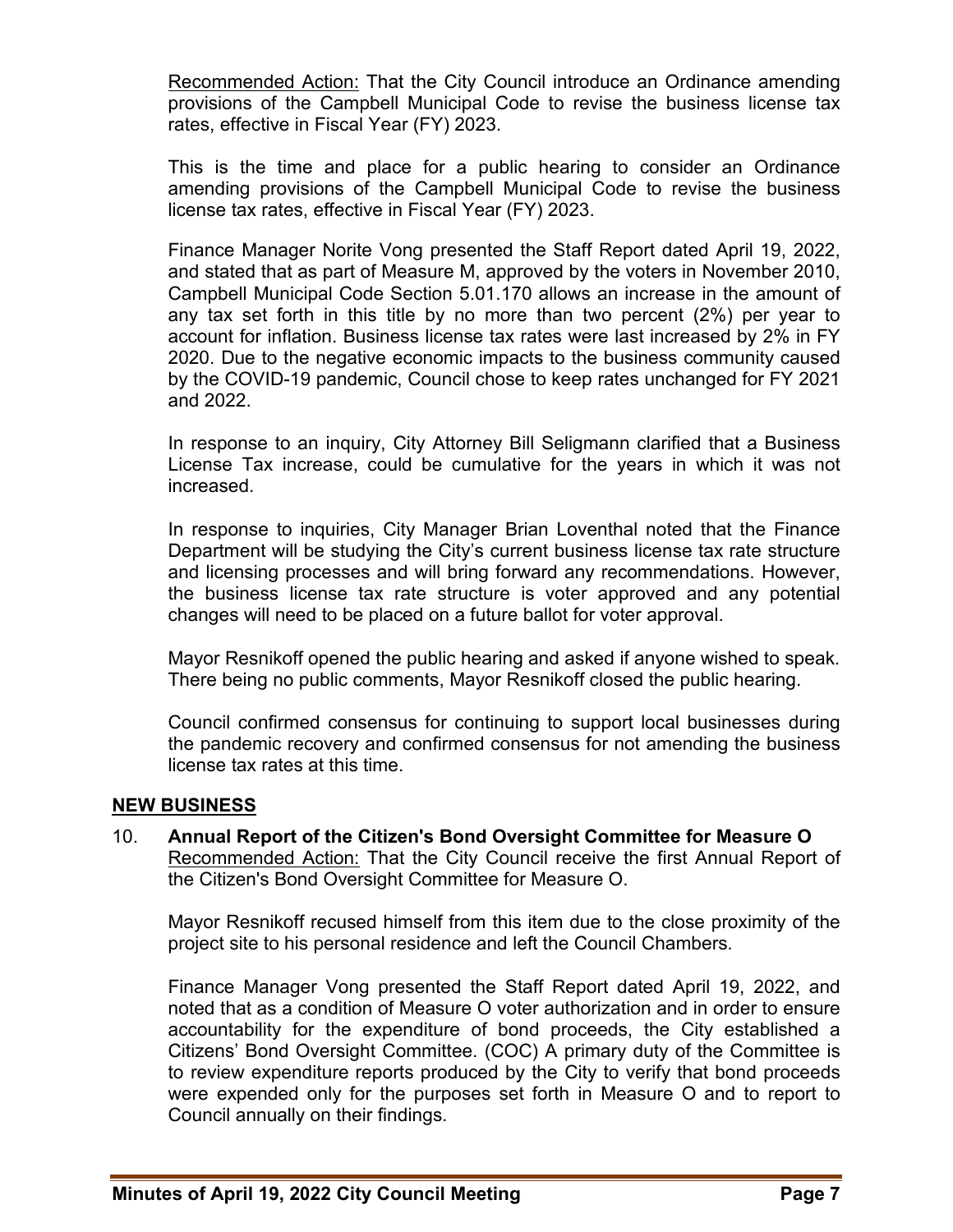Recommended Action: That the City Council introduce an Ordinance amending provisions of the Campbell Municipal Code to revise the business license tax rates, effective in Fiscal Year (FY) 2023.

This is the time and place for a public hearing to consider an Ordinance amending provisions of the Campbell Municipal Code to revise the business license tax rates, effective in Fiscal Year (FY) 2023.

Finance Manager Norite Vong presented the Staff Report dated April 19, 2022, and stated that as part of Measure M, approved by the voters in November 2010, Campbell Municipal Code Section 5.01.170 allows an increase in the amount of any tax set forth in this title by no more than two percent (2%) per year to account for inflation. Business license tax rates were last increased by 2% in FY 2020. Due to the negative economic impacts to the business community caused by the COVID-19 pandemic, Council chose to keep rates unchanged for FY 2021 and 2022.

In response to an inquiry, City Attorney Bill Seligmann clarified that a Business License Tax increase, could be cumulative for the years in which it was not increased.

In response to inquiries, City Manager Brian Loventhal noted that the Finance Department will be studying the City's current business license tax rate structure and licensing processes and will bring forward any recommendations. However, the business license tax rate structure is voter approved and any potential changes will need to be placed on a future ballot for voter approval.

Mayor Resnikoff opened the public hearing and asked if anyone wished to speak. There being no public comments, Mayor Resnikoff closed the public hearing.

Council confirmed consensus for continuing to support local businesses during the pandemic recovery and confirmed consensus for not amending the business license tax rates at this time.

## NEW BUSINESS

10. **Annual Report of the Citizen's Bond Oversight Committee for Measure O**
Recommended Action: That the City Council receive the first Annual Report of the Citizen's Bond Oversight Committee for Measure O.

Mayor Resnikoff recused himself from this item due to the close proximity of the project site to his personal residence and left the Council Chambers.

Finance Manager Vong presented the Staff Report dated April 19, 2022, and noted that as a condition of Measure O voter authorization and in order to ensure accountability for the expenditure of bond proceeds, the City established a Citizens' Bond Oversight Committee. (COC) A primary duty of the Committee is to review expenditure reports produced by the City to verify that bond proceeds were expended only for the purposes set forth in Measure O and to report to Council annually on their findings.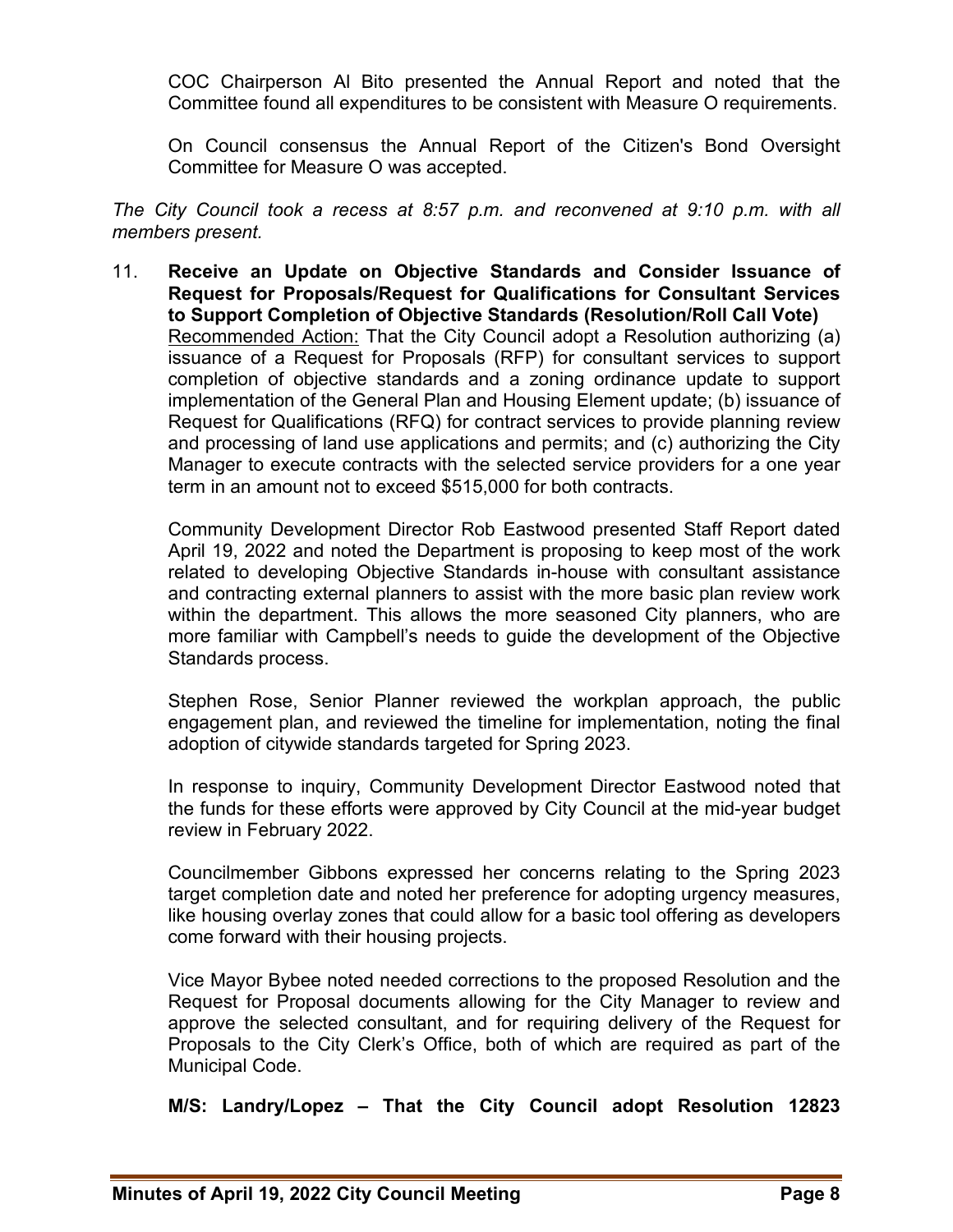COC Chairperson Al Bito presented the Annual Report and noted that the Committee found all expenditures to be consistent with Measure O requirements.

On Council consensus the Annual Report of the Citizen's Bond Oversight Committee for Measure O was accepted.

*The City Council took a recess at 8:57 p.m. and reconvened at 9:10 p.m. with all members present.*

11. **Receive an Update on Objective Standards and Consider Issuance of Request for Proposals/Request for Qualifications for Consultant Services to Support Completion of Objective Standards (Resolution/Roll Call Vote)**
<u>Recommended Action:</u> That the City Council adopt a Resolution authorizing (a) issuance of a Request for Proposals (RFP) for consultant services to support completion of objective standards and a zoning ordinance update to support implementation of the General Plan and Housing Element update; (b) issuance of Request for Qualifications (RFQ) for contract services to provide planning review and processing of land use applications and permits; and (c) authorizing the City Manager to execute contracts with the selected service providers for a one year term in an amount not to exceed $515,000 for both contracts.

    Community Development Director Rob Eastwood presented Staff Report dated April 19, 2022 and noted the Department is proposing to keep most of the work related to developing Objective Standards in-house with consultant assistance and contracting external planners to assist with the more basic plan review work within the department. This allows the more seasoned City planners, who are more familiar with Campbell's needs to guide the development of the Objective Standards process.

    Stephen Rose, Senior Planner reviewed the workplan approach, the public engagement plan, and reviewed the timeline for implementation, noting the final adoption of citywide standards targeted for Spring 2023.

    In response to inquiry, Community Development Director Eastwood noted that the funds for these efforts were approved by City Council at the mid-year budget review in February 2022.

    Councilmember Gibbons expressed her concerns relating to the Spring 2023 target completion date and noted her preference for adopting urgency measures, like housing overlay zones that could allow for a basic tool offering as developers come forward with their housing projects.

    Vice Mayor Bybee noted needed corrections to the proposed Resolution and the Request for Proposal documents allowing for the City Manager to review and approve the selected consultant, and for requiring delivery of the Request for Proposals to the City Clerk's Office, both of which are required as part of the Municipal Code.

    **M/S: Landry/Lopez – That the City Council adopt Resolution 12823**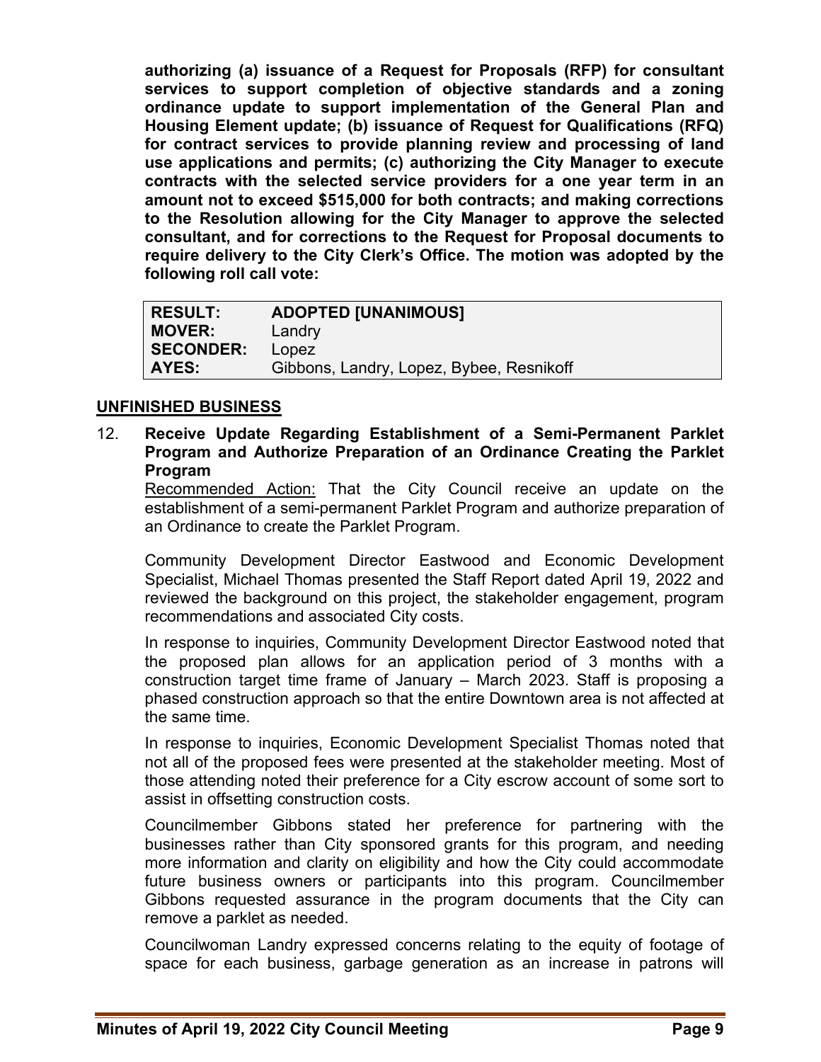**authorizing (a) issuance of a Request for Proposals (RFP) for consultant services to support completion of objective standards and a zoning ordinance update to support implementation of the General Plan and Housing Element update; (b) issuance of Request for Qualifications (RFQ) for contract services to provide planning review and processing of land use applications and permits; (c) authorizing the City Manager to execute contracts with the selected service providers for a one year term in an amount not to exceed $515,000 for both contracts; and making corrections to the Resolution allowing for the City Manager to approve the selected consultant, and for corrections to the Request for Proposal documents to require delivery to the City Clerk's Office. The motion was adopted by the following roll call vote:**

| **RESULT:** | **ADOPTED [UNANIMOUS]** |
|---|---|
| **MOVER:** | Landry |
| **SECONDER:** | Lopez |
| **AYES:** | Gibbons, Landry, Lopez, Bybee, Resnikoff |

## UNFINISHED BUSINESS

12. **Receive Update Regarding Establishment of a Semi-Permanent Parklet Program and Authorize Preparation of an Ordinance Creating the Parklet Program**

    Recommended Action: That the City Council receive an update on the establishment of a semi-permanent Parklet Program and authorize preparation of an Ordinance to create the Parklet Program.

    Community Development Director Eastwood and Economic Development Specialist, Michael Thomas presented the Staff Report dated April 19, 2022 and reviewed the background on this project, the stakeholder engagement, program recommendations and associated City costs.

    In response to inquiries, Community Development Director Eastwood noted that the proposed plan allows for an application period of 3 months with a construction target time frame of January – March 2023. Staff is proposing a phased construction approach so that the entire Downtown area is not affected at the same time.

    In response to inquiries, Economic Development Specialist Thomas noted that not all of the proposed fees were presented at the stakeholder meeting. Most of those attending noted their preference for a City escrow account of some sort to assist in offsetting construction costs.

    Councilmember Gibbons stated her preference for partnering with the businesses rather than City sponsored grants for this program, and needing more information and clarity on eligibility and how the City could accommodate future business owners or participants into this program. Councilmember Gibbons requested assurance in the program documents that the City can remove a parklet as needed.

    Councilwoman Landry expressed concerns relating to the equity of footage of space for each business, garbage generation as an increase in patrons will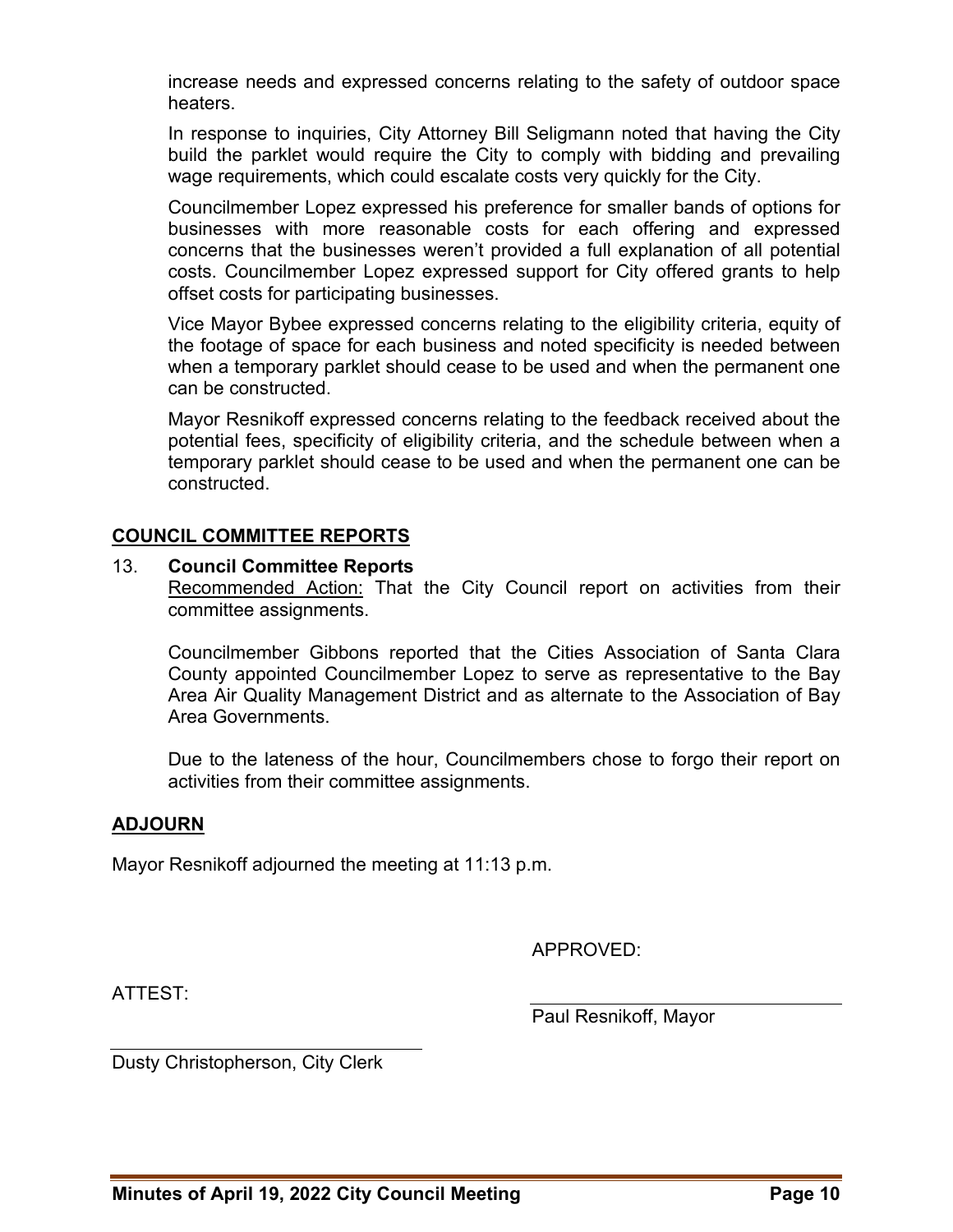increase needs and expressed concerns relating to the safety of outdoor space heaters.

In response to inquiries, City Attorney Bill Seligmann noted that having the City build the parklet would require the City to comply with bidding and prevailing wage requirements, which could escalate costs very quickly for the City.

Councilmember Lopez expressed his preference for smaller bands of options for businesses with more reasonable costs for each offering and expressed concerns that the businesses weren't provided a full explanation of all potential costs. Councilmember Lopez expressed support for City offered grants to help offset costs for participating businesses.

Vice Mayor Bybee expressed concerns relating to the eligibility criteria, equity of the footage of space for each business and noted specificity is needed between when a temporary parklet should cease to be used and when the permanent one can be constructed.

Mayor Resnikoff expressed concerns relating to the feedback received about the potential fees, specificity of eligibility criteria, and the schedule between when a temporary parklet should cease to be used and when the permanent one can be constructed.

## COUNCIL COMMITTEE REPORTS

13. **Council Committee Reports**
    Recommended Action: That the City Council report on activities from their committee assignments.

    Councilmember Gibbons reported that the Cities Association of Santa Clara County appointed Councilmember Lopez to serve as representative to the Bay Area Air Quality Management District and as alternate to the Association of Bay Area Governments.

    Due to the lateness of the hour, Councilmembers chose to forgo their report on activities from their committee assignments.

## ADJOURN

Mayor Resnikoff adjourned the meeting at 11:13 p.m.

APPROVED:

ATTEST:

Paul Resnikoff, Mayor

Dusty Christopherson, City Clerk